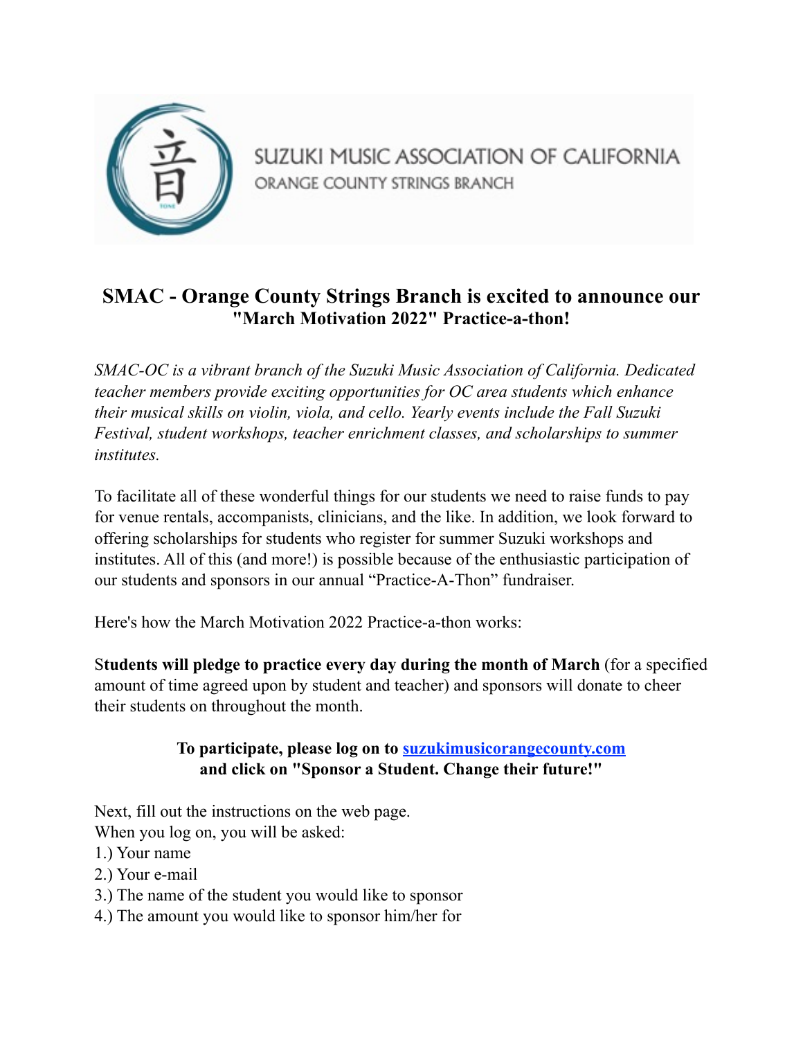SUZUKI MUSIC ASSOCIATION OF CALIFORNIA
ORANGE COUNTY STRINGS BRANCH

# SMAC - Orange County Strings Branch is excited to announce our "March Motivation 2022" Practice-a-thon!

*SMAC-OC is a vibrant branch of the Suzuki Music Association of California. Dedicated teacher members provide exciting opportunities for OC area students which enhance their musical skills on violin, viola, and cello. Yearly events include the Fall Suzuki Festival, student workshops, teacher enrichment classes, and scholarships to summer institutes.*

To facilitate all of these wonderful things for our students we need to raise funds to pay for venue rentals, accompanists, clinicians, and the like. In addition, we look forward to offering scholarships for students who register for summer Suzuki workshops and institutes. All of this (and more!) is possible because of the enthusiastic participation of our students and sponsors in our annual "Practice-A-Thon" fundraiser.

Here's how the March Motivation 2022 Practice-a-thon works:

**Students will pledge to practice every day during the month of March** (for a specified amount of time agreed upon by student and teacher) and sponsors will donate to cheer their students on throughout the month.

**To participate, please log on to [suzukimusicorangecounty.com](suzukimusicorangecounty.com) and click on "Sponsor a Student. Change their future!"**

Next, fill out the instructions on the web page.
When you log on, you will be asked:
1.) Your name
2.) Your e-mail
3.) The name of the student you would like to sponsor
4.) The amount you would like to sponsor him/her for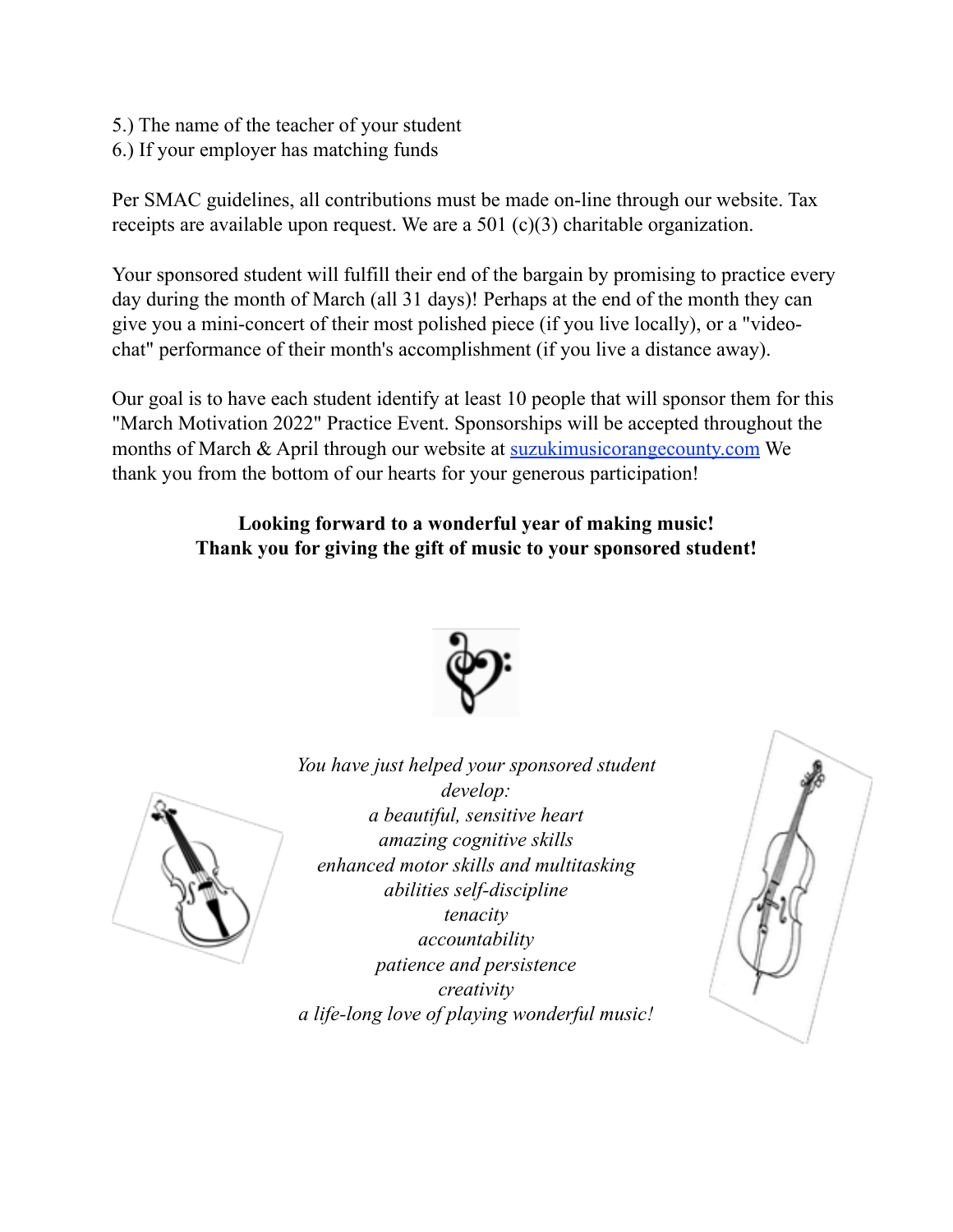5.) The name of the teacher of your student
6.) If your employer has matching funds

Per SMAC guidelines, all contributions must be made on-line through our website. Tax receipts are available upon request. We are a 501 (c)(3) charitable organization.

Your sponsored student will fulfill their end of the bargain by promising to practice every day during the month of March (all 31 days)! Perhaps at the end of the month they can give you a mini-concert of their most polished piece (if you live locally), or a "video-chat" performance of their month's accomplishment (if you live a distance away).

Our goal is to have each student identify at least 10 people that will sponsor them for this "March Motivation 2022" Practice Event. Sponsorships will be accepted throughout the months of March & April through our website at [suzukimusicorangecounty.com](suzukimusicorangecounty.com) We thank you from the bottom of our hearts for your generous participation!

**Looking forward to a wonderful year of making music!**
**Thank you for giving the gift of music to your sponsored student!**

*You have just helped your sponsored student develop:*
*a beautiful, sensitive heart*
*amazing cognitive skills*
*enhanced motor skills and multitasking abilities self-discipline*
*tenacity*
*accountability*
*patience and persistence*
*creativity*
*a life-long love of playing wonderful music!*